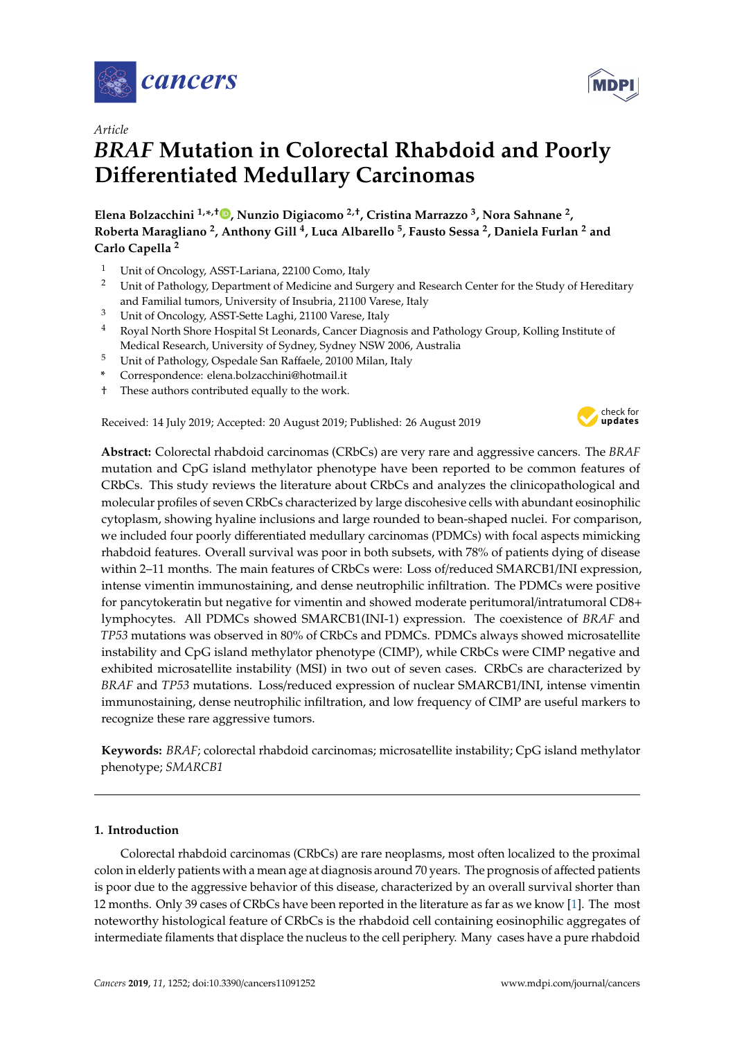Article

# *BRAF* Mutation in Colorectal Rhabdoid and Poorly Differentiated Medullary Carcinomas

**Elena Bolzacchini [1,*,†], Nunzio Digiacomo [2,†], Cristina Marrazzo [3], Nora Sahnane [2], Roberta Maragliano [2], Anthony Gill [4], Luca Albarello [5], Fausto Sessa [2], Daniela Furlan [2] and Carlo Capella [2]**

1 Unit of Oncology, ASST-Lariana, 22100 Como, Italy
2 Unit of Pathology, Department of Medicine and Surgery and Research Center for the Study of Hereditary and Familial tumors, University of Insubria, 21100 Varese, Italy
3 Unit of Oncology, ASST-Sette Laghi, 21100 Varese, Italy
4 Royal North Shore Hospital St Leonards, Cancer Diagnosis and Pathology Group, Kolling Institute of Medical Research, University of Sydney, Sydney NSW 2006, Australia
5 Unit of Pathology, Ospedale San Raffaele, 20100 Milan, Italy
\* Correspondence: elena.bolzacchini@hotmail.it
† These authors contributed equally to the work.

Received: 14 July 2019; Accepted: 20 August 2019; Published: 26 August 2019

**Abstract:** Colorectal rhabdoid carcinomas (CRbCs) are very rare and aggressive cancers. The *BRAF* mutation and CpG island methylator phenotype have been reported to be common features of CRbCs. This study reviews the literature about CRbCs and analyzes the clinicopathological and molecular profiles of seven CRbCs characterized by large discohesive cells with abundant eosinophilic cytoplasm, showing hyaline inclusions and large rounded to bean-shaped nuclei. For comparison, we included four poorly differentiated medullary carcinomas (PDMCs) with focal aspects mimicking rhabdoid features. Overall survival was poor in both subsets, with 78% of patients dying of disease within 2–11 months. The main features of CRbCs were: Loss of/reduced SMARCB1/INI expression, intense vimentin immunostaining, and dense neutrophilic infiltration. The PDMCs were positive for pancytokeratin but negative for vimentin and showed moderate peritumoral/intratumoral CD8+ lymphocytes. All PDMCs showed SMARCB1(INI-1) expression. The coexistence of *BRAF* and *TP53* mutations was observed in 80% of CRbCs and PDMCs. PDMCs always showed microsatellite instability and CpG island methylator phenotype (CIMP), while CRbCs were CIMP negative and exhibited microsatellite instability (MSI) in two out of seven cases. CRbCs are characterized by *BRAF* and *TP53* mutations. Loss/reduced expression of nuclear SMARCB1/INI, intense vimentin immunostaining, dense neutrophilic infiltration, and low frequency of CIMP are useful markers to recognize these rare aggressive tumors.

**Keywords:** *BRAF*; colorectal rhabdoid carcinomas; microsatellite instability; CpG island methylator phenotype; *SMARCB1*

## 1. Introduction

Colorectal rhabdoid carcinomas (CRbCs) are rare neoplasms, most often localized to the proximal colon in elderly patients with a mean age at diagnosis around 70 years. The prognosis of affected patients is poor due to the aggressive behavior of this disease, characterized by an overall survival shorter than 12 months. Only 39 cases of CRbCs have been reported in the literature as far as we know [1]. The most noteworthy histological feature of CRbCs is the rhabdoid cell containing eosinophilic aggregates of intermediate filaments that displace the nucleus to the cell periphery. Many cases have a pure rhabdoid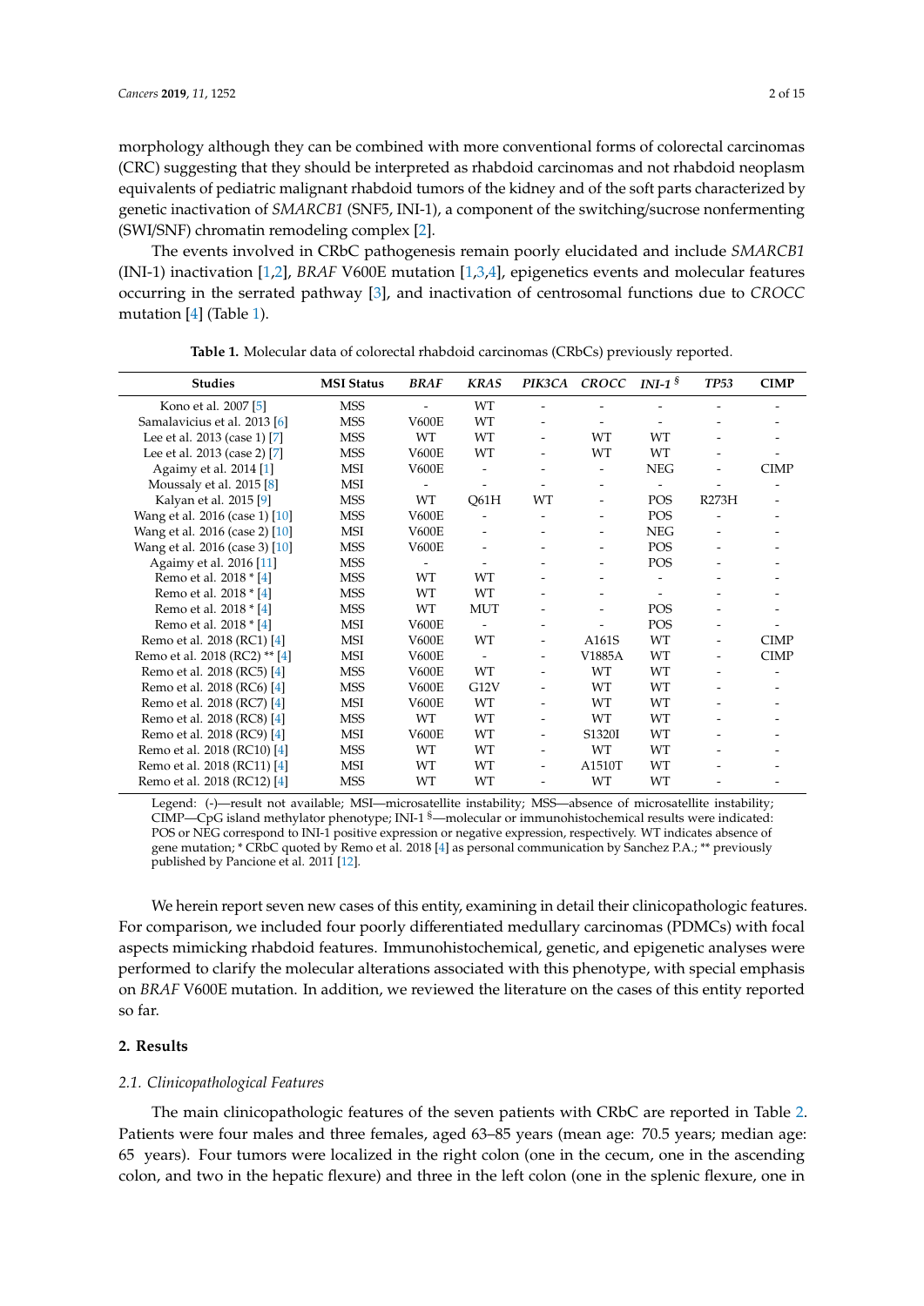morphology although they can be combined with more conventional forms of colorectal carcinomas (CRC) suggesting that they should be interpreted as rhabdoid carcinomas and not rhabdoid neoplasm equivalents of pediatric malignant rhabdoid tumors of the kidney and of the soft parts characterized by genetic inactivation of *SMARCB1* (SNF5, INI-1), a component of the switching/sucrose nonfermenting (SWI/SNF) chromatin remodeling complex [2].

The events involved in CRbC pathogenesis remain poorly elucidated and include *SMARCB1* (INI-1) inactivation [1,2], *BRAF* V600E mutation [1,3,4], epigenetics events and molecular features occurring in the serrated pathway [3], and inactivation of centrosomal functions due to *CROCC* mutation [4] (Table 1).

**Table 1.** Molecular data of colorectal rhabdoid carcinomas (CRbCs) previously reported.

| Studies | MSI Status | *BRAF* | *KRAS* | *PIK3CA* | *CROCC* | *INI-1* § | *TP53* | CIMP |
|---|---|---|---|---|---|---|---|---|
| Kono et al. 2007 [5] | MSS | - | WT | - | - | - | - | - |
| Samalavicius et al. 2013 [6] | MSS | V600E | WT | - | - | - | - | - |
| Lee et al. 2013 (case 1) [7] | MSS | WT | WT | - | WT | WT | - | - |
| Lee et al. 2013 (case 2) [7] | MSS | V600E | WT | - | WT | WT | - | - |
| Agaimy et al. 2014 [1] | MSI | V600E | - | - | - | NEG | - | CIMP |
| Moussaly et al. 2015 [8] | MSI | - | - | - | - | - | - | - |
| Kalyan et al. 2015 [9] | MSS | WT | Q61H | WT | - | POS | R273H | - |
| Wang et al. 2016 (case 1) [10] | MSS | V600E | - | - | - | POS | - | - |
| Wang et al. 2016 (case 2) [10] | MSI | V600E | - | - | - | NEG | - | - |
| Wang et al. 2016 (case 3) [10] | MSS | V600E | - | - | - | POS | - | - |
| Agaimy et al. 2016 [11] | MSS | - | - | - | - | POS | - | - |
| Remo et al. 2018 * [4] | MSS | WT | WT | - | - | - | - | - |
| Remo et al. 2018 * [4] | MSS | WT | WT | - | - | - | - | - |
| Remo et al. 2018 * [4] | MSS | WT | MUT | - | - | POS | - | - |
| Remo et al. 2018 * [4] | MSI | V600E | - | - | - | POS | - | - |
| Remo et al. 2018 (RC1) [4] | MSI | V600E | WT | - | A161S | WT | - | CIMP |
| Remo et al. 2018 (RC2) ** [4] | MSI | V600E | - | - | V1885A | WT | - | CIMP |
| Remo et al. 2018 (RC5) [4] | MSS | V600E | WT | - | WT | WT | - | - |
| Remo et al. 2018 (RC6) [4] | MSS | V600E | G12V | - | WT | WT | - | - |
| Remo et al. 2018 (RC7) [4] | MSI | V600E | WT | - | WT | WT | - | - |
| Remo et al. 2018 (RC8) [4] | MSS | WT | WT | - | WT | WT | - | - |
| Remo et al. 2018 (RC9) [4] | MSI | V600E | WT | - | S1320I | WT | - | - |
| Remo et al. 2018 (RC10) [4] | MSS | WT | WT | - | WT | WT | - | - |
| Remo et al. 2018 (RC11) [4] | MSI | WT | WT | - | A1510T | WT | - | - |
| Remo et al. 2018 (RC12) [4] | MSS | WT | WT | - | WT | WT | - | - |

Legend: (-)—result not available; MSI—microsatellite instability; MSS—absence of microsatellite instability; CIMP—CpG island methylator phenotype; INI-1 §—molecular or immunohistochemical results were indicated: POS or NEG correspond to INI-1 positive expression or negative expression, respectively. WT indicates absence of gene mutation; * CRbC quoted by Remo et al. 2018 [4] as personal communication by Sanchez P.A.; ** previously published by Pancione et al. 2011 [12].

We herein report seven new cases of this entity, examining in detail their clinicopathologic features. For comparison, we included four poorly differentiated medullary carcinomas (PDMCs) with focal aspects mimicking rhabdoid features. Immunohistochemical, genetic, and epigenetic analyses were performed to clarify the molecular alterations associated with this phenotype, with special emphasis on *BRAF* V600E mutation. In addition, we reviewed the literature on the cases of this entity reported so far.

## 2. Results

### 2.1. Clinicopathological Features

The main clinicopathologic features of the seven patients with CRbC are reported in Table 2. Patients were four males and three females, aged 63–85 years (mean age: 70.5 years; median age: 65 years). Four tumors were localized in the right colon (one in the cecum, one in the ascending colon, and two in the hepatic flexure) and three in the left colon (one in the splenic flexure, one in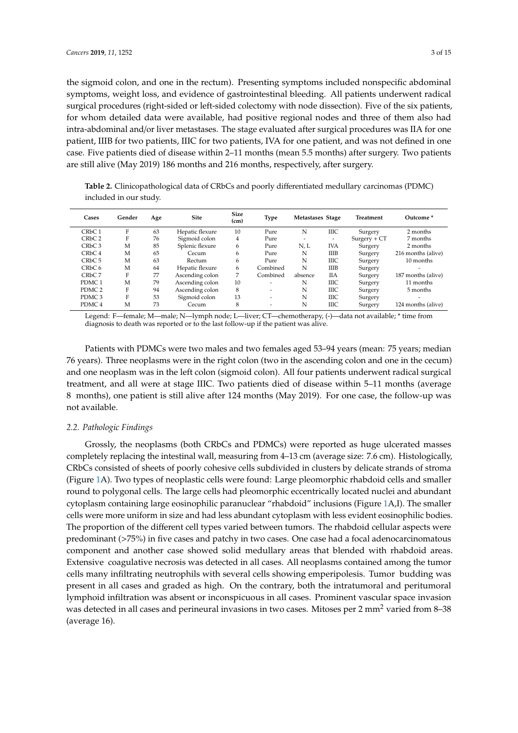the sigmoid colon, and one in the rectum). Presenting symptoms included nonspecific abdominal symptoms, weight loss, and evidence of gastrointestinal bleeding. All patients underwent radical surgical procedures (right-sided or left-sided colectomy with node dissection). Five of the six patients, for whom detailed data were available, had positive regional nodes and three of them also had intra-abdominal and/or liver metastases. The stage evaluated after surgical procedures was IIA for one patient, IIIB for two patients, IIIC for two patients, IVA for one patient, and was not defined in one case. Five patients died of disease within 2–11 months (mean 5.5 months) after surgery. Two patients are still alive (May 2019) 186 months and 216 months, respectively, after surgery.

**Table 2.** Clinicopathological data of CRbCs and poorly differentiated medullary carcinomas (PDMC) included in our study.

| Cases | Gender | Age | Site | Size (cm) | Type | Metastases | Stage | Treatment | Outcome * |
|---|---|---|---|---|---|---|---|---|---|
| CRbC 1 | F | 63 | Hepatic flexure | 10 | Pure | N | IIIC | Surgery | 2 months |
| CRbC 2 | F | 76 | Sigmoid colon | 4 | Pure | - | - | Surgery + CT | 7 months |
| CRbC 3 | M | 85 | Splenic flexure | 6 | Pure | N, L | IVA | Surgery | 2 months |
| CRbC 4 | M | 65 | Cecum | 6 | Pure | N | IIIB | Surgery | 216 months (alive) |
| CRbC 5 | M | 63 | Rectum | 6 | Pure | N | IIIC | Surgery | 10 months |
| CRbC 6 | M | 64 | Hepatic flexure | 6 | Combined | N | IIIB | Surgery | - |
| CRbC 7 | F | 77 | Ascending colon | 7 | Combined | absence | IIA | Surgery | 187 months (alive) |
| PDMC 1 | M | 79 | Ascending colon | 10 | - | N | IIIC | Surgery | 11 months |
| PDMC 2 | F | 94 | Ascending colon | 8 | - | N | IIIC | Surgery | 5 months |
| PDMC 3 | F | 53 | Sigmoid colon | 13 | - | N | IIIC | Surgery | - |
| PDMC 4 | M | 73 | Cecum | 8 | - | N | IIIC | Surgery | 124 months (alive) |

Legend: F—female; M—male; N—lymph node; L—liver; CT—chemotherapy, (-)—data not available; * time from diagnosis to death was reported or to the last follow-up if the patient was alive.

Patients with PDMCs were two males and two females aged 53–94 years (mean: 75 years; median 76 years). Three neoplasms were in the right colon (two in the ascending colon and one in the cecum) and one neoplasm was in the left colon (sigmoid colon). All four patients underwent radical surgical treatment, and all were at stage IIIC. Two patients died of disease within 5–11 months (average 8 months), one patient is still alive after 124 months (May 2019). For one case, the follow-up was not available.

### *2.2. Pathologic Findings*

Grossly, the neoplasms (both CRbCs and PDMCs) were reported as huge ulcerated masses completely replacing the intestinal wall, measuring from 4–13 cm (average size: 7.6 cm). Histologically, CRbCs consisted of sheets of poorly cohesive cells subdivided in clusters by delicate strands of stroma (Figure 1A). Two types of neoplastic cells were found: Large pleomorphic rhabdoid cells and smaller round to polygonal cells. The large cells had pleomorphic eccentrically located nuclei and abundant cytoplasm containing large eosinophilic paranuclear "rhabdoid" inclusions (Figure 1A,I). The smaller cells were more uniform in size and had less abundant cytoplasm with less evident eosinophilic bodies. The proportion of the different cell types varied between tumors. The rhabdoid cellular aspects were predominant (>75%) in five cases and patchy in two cases. One case had a focal adenocarcinomatous component and another case showed solid medullary areas that blended with rhabdoid areas. Extensive coagulative necrosis was detected in all cases. All neoplasms contained among the tumor cells many infiltrating neutrophils with several cells showing emperipolesis. Tumor budding was present in all cases and graded as high. On the contrary, both the intratumoral and peritumoral lymphoid infiltration was absent or inconspicuous in all cases. Prominent vascular space invasion was detected in all cases and perineural invasions in two cases. Mitoses per 2 $mm^2$ varied from 8–38 (average 16).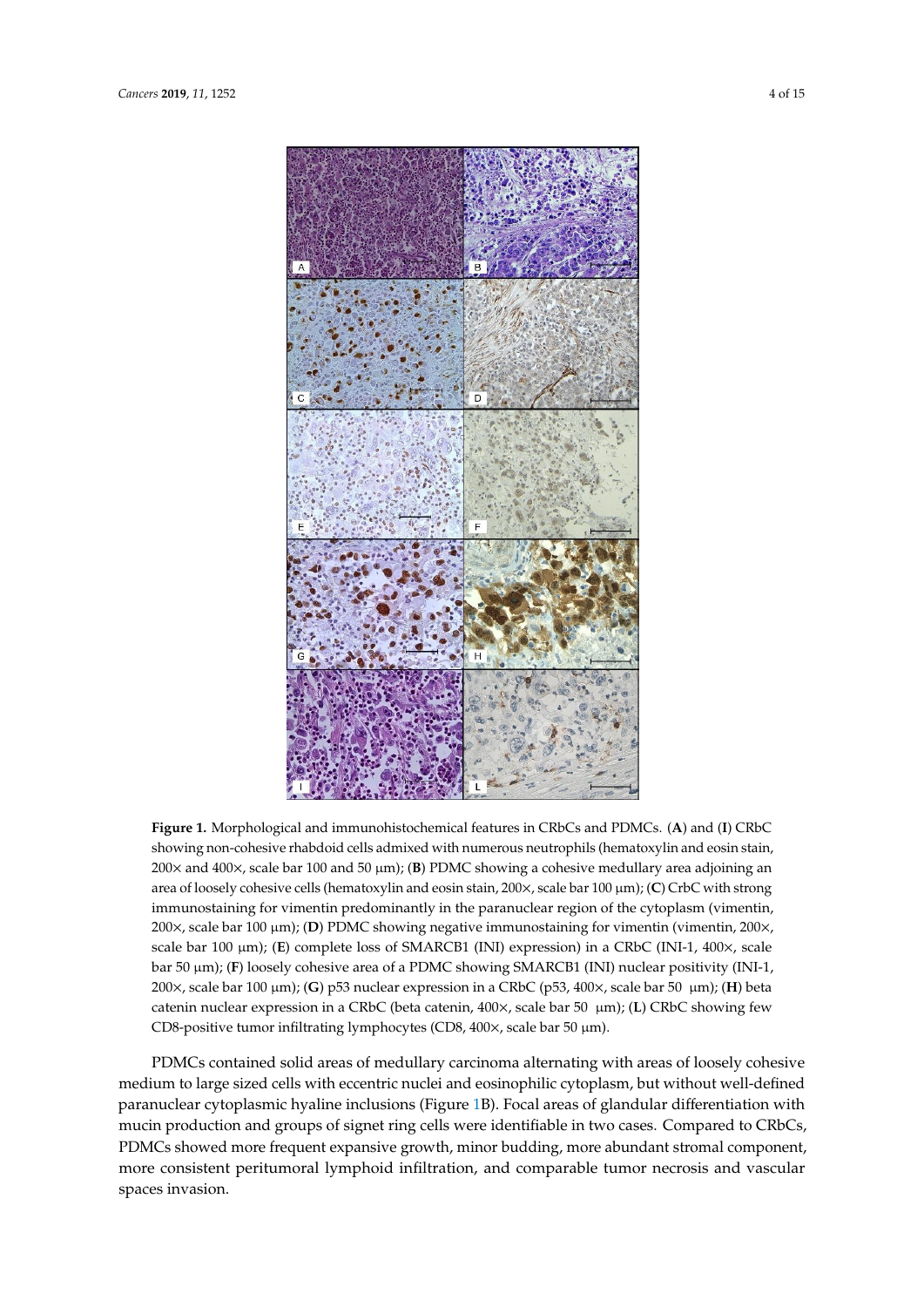**Figure 1.** Morphological and immunohistochemical features in CRbCs and PDMCs. (**A**) and (**I**) CRbC showing non-cohesive rhabdoid cells admixed with numerous neutrophils (hematoxylin and eosin stain, 200× and 400×, scale bar 100 and 50 µm); (**B**) PDMC showing a cohesive medullary area adjoining an area of loosely cohesive cells (hematoxylin and eosin stain, 200×, scale bar 100 µm); (**C**) CrbC with strong immunostaining for vimentin predominantly in the paranuclear region of the cytoplasm (vimentin, 200×, scale bar 100 µm); (**D**) PDMC showing negative immunostaining for vimentin (vimentin, 200×, scale bar 100 µm); (**E**) complete loss of SMARCB1 (INI) expression) in a CRbC (INI-1, 400×, scale bar 50 µm); (**F**) loosely cohesive area of a PDMC showing SMARCB1 (INI) nuclear positivity (INI-1, 200×, scale bar 100 µm); (**G**) p53 nuclear expression in a CRbC (p53, 400×, scale bar 50 µm); (**H**) beta catenin nuclear expression in a CRbC (beta catenin, 400×, scale bar 50 µm); (**L**) CRbC showing few CD8-positive tumor infiltrating lymphocytes (CD8, 400×, scale bar 50 µm).

PDMCs contained solid areas of medullary carcinoma alternating with areas of loosely cohesive medium to large sized cells with eccentric nuclei and eosinophilic cytoplasm, but without well-defined paranuclear cytoplasmic hyaline inclusions (Figure 1B). Focal areas of glandular differentiation with mucin production and groups of signet ring cells were identifiable in two cases. Compared to CRbCs, PDMCs showed more frequent expansive growth, minor budding, more abundant stromal component, more consistent peritumoral lymphoid infiltration, and comparable tumor necrosis and vascular spaces invasion.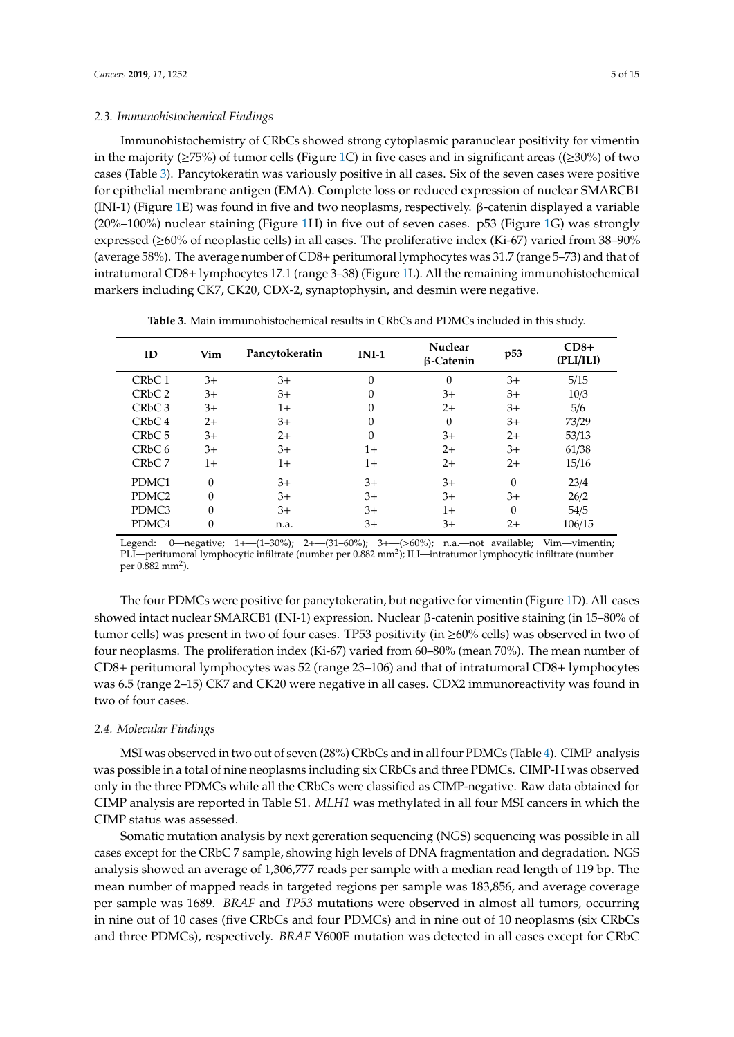### 2.3. Immunohistochemical Findings

Immunohistochemistry of CRbCs showed strong cytoplasmic paranuclear positivity for vimentin in the majority (≥75%) of tumor cells (Figure 1C) in five cases and in significant areas ((≥30%) of two cases (Table 3). Pancytokeratin was variously positive in all cases. Six of the seven cases were positive for epithelial membrane antigen (EMA). Complete loss or reduced expression of nuclear SMARCB1 (INI-1) (Figure 1E) was found in five and two neoplasms, respectively. β-catenin displayed a variable (20%–100%) nuclear staining (Figure 1H) in five out of seven cases. p53 (Figure 1G) was strongly expressed (≥60% of neoplastic cells) in all cases. The proliferative index (Ki-67) varied from 38–90% (average 58%). The average number of CD8+ peritumoral lymphocytes was 31.7 (range 5–73) and that of intratumoral CD8+ lymphocytes 17.1 (range 3–38) (Figure 1L). All the remaining immunohistochemical markers including CK7, CK20, CDX-2, synaptophysin, and desmin were negative.

**Table 3.** Main immunohistochemical results in CRbCs and PDMCs included in this study.

| ID | Vim | Pancytokeratin | INI-1 | Nuclear β-Catenin | p53 | CD8+ (PLI/ILI) |
|---|---|---|---|---|---|---|
| CRbC 1 | 3+ | 3+ | 0 | 0 | 3+ | 5/15 |
| CRbC 2 | 3+ | 3+ | 0 | 3+ | 3+ | 10/3 |
| CRbC 3 | 3+ | 1+ | 0 | 2+ | 3+ | 5/6 |
| CRbC 4 | 2+ | 3+ | 0 | 0 | 3+ | 73/29 |
| CRbC 5 | 3+ | 2+ | 0 | 3+ | 2+ | 53/13 |
| CRbC 6 | 3+ | 3+ | 1+ | 2+ | 3+ | 61/38 |
| CRbC 7 | 1+ | 1+ | 1+ | 2+ | 2+ | 15/16 |
| PDMC1 | 0 | 3+ | 3+ | 3+ | 0 | 23/4 |
| PDMC2 | 0 | 3+ | 3+ | 3+ | 3+ | 26/2 |
| PDMC3 | 0 | 3+ | 3+ | 1+ | 0 | 54/5 |
| PDMC4 | 0 | n.a. | 3+ | 3+ | 2+ | 106/15 |

Legend: 0—negative; 1+—(1–30%); 2+—(31–60%); 3+—(>60%); n.a.—not available; Vim—vimentin; PLI—peritumoral lymphocytic infiltrate (number per 0.882 mm$^2$); ILI—intratumor lymphocytic infiltrate (number per 0.882 mm$^2$).

The four PDMCs were positive for pancytokeratin, but negative for vimentin (Figure 1D). All cases showed intact nuclear SMARCB1 (INI-1) expression. Nuclear β-catenin positive staining (in 15–80% of tumor cells) was present in two of four cases. TP53 positivity (in ≥60% cells) was observed in two of four neoplasms. The proliferation index (Ki-67) varied from 60–80% (mean 70%). The mean number of CD8+ peritumoral lymphocytes was 52 (range 23–106) and that of intratumoral CD8+ lymphocytes was 6.5 (range 2–15) CK7 and CK20 were negative in all cases. CDX2 immunoreactivity was found in two of four cases.

### 2.4. Molecular Findings

MSI was observed in two out of seven (28%) CRbCs and in all four PDMCs (Table 4). CIMP analysis was possible in a total of nine neoplasms including six CRbCs and three PDMCs. CIMP-H was observed only in the three PDMCs while all the CRbCs were classified as CIMP-negative. Raw data obtained for CIMP analysis are reported in Table S1. *MLH1* was methylated in all four MSI cancers in which the CIMP status was assessed.

Somatic mutation analysis by next gereration sequencing (NGS) sequencing was possible in all cases except for the CRbC 7 sample, showing high levels of DNA fragmentation and degradation. NGS analysis showed an average of 1,306,777 reads per sample with a median read length of 119 bp. The mean number of mapped reads in targeted regions per sample was 183,856, and average coverage per sample was 1689. *BRAF* and *TP53* mutations were observed in almost all tumors, occurring in nine out of 10 cases (five CRbCs and four PDMCs) and in nine out of 10 neoplasms (six CRbCs and three PDMCs), respectively. *BRAF* V600E mutation was detected in all cases except for CRbC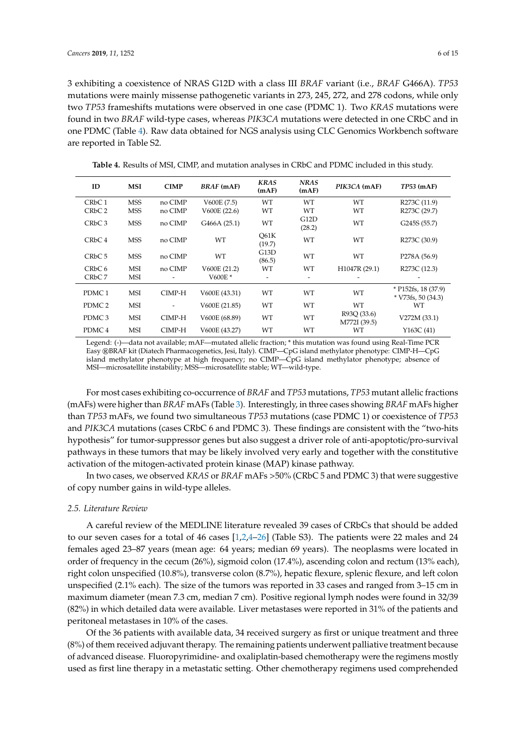3 exhibiting a coexistence of NRAS G12D with a class III *BRAF* variant (i.e., *BRAF* G466A). *TP53* mutations were mainly missense pathogenetic variants in 273, 245, 272, and 278 codons, while only two *TP53* frameshifts mutations were observed in one case (PDMC 1). Two *KRAS* mutations were found in two *BRAF* wild-type cases, whereas *PIK3CA* mutations were detected in one CRbC and in one PDMC (Table 4). Raw data obtained for NGS analysis using CLC Genomics Workbench software are reported in Table S2.

**Table 4.** Results of MSI, CIMP, and mutation analyses in CRbC and PDMC included in this study.

| ID | MSI | CIMP | *BRAF* (mAF) | *KRAS* (mAF) | *NRAS* (mAF) | *PIK3CA* (mAF) | *TP53* (mAF) |
|---|---|---|---|---|---|---|---|
| CRbC 1 | MSS | no CIMP | V600E (7.5) | WT | WT | WT | R273C (11.9) |
| CRbC 2 | MSS | no CIMP | V600E (22.6) | WT | WT | WT | R273C (29.7) |
| CRbC 3 | MSS | no CIMP | G466A (25.1) | WT | G12D (28.2) | WT | G245S (55.7) |
| CRbC 4 | MSS | no CIMP | WT | Q61K (19.7) | WT | WT | R273C (30.9) |
| CRbC 5 | MSS | no CIMP | WT | G13D (86.5) | WT | WT | P278A (56.9) |
| CRbC 6 | MSI | no CIMP | V600E (21.2) | WT | WT | H1047R (29.1) | R273C (12.3) |
| CRbC 7 | MSI | - | V600E * | - | - | - | - |
| PDMC 1 | MSI | CIMP-H | V600E (43.31) | WT | WT | WT | * P152fs, 18 (37.9) * V73fs, 50 (34.3) |
| PDMC 2 | MSI | - | V600E (21.85) | WT | WT | WT | WT |
| PDMC 3 | MSI | CIMP-H | V600E (68.89) | WT | WT | R93Q (33.6) M772I (39.5) | V272M (33.1) |
| PDMC 4 | MSI | CIMP-H | V600E (43.27) | WT | WT | WT | Y163C (41) |

Legend: (-)—data not available; mAF—mutated allelic fraction; * this mutation was found using Real-Time PCR Easy ®BRAF kit (Diatech Pharmacogenetics, Jesi, Italy). CIMP—CpG island methylator phenotype: CIMP-H—CpG island methylator phenotype at high frequency; no CIMP—CpG island methylator phenotype; absence of MSI—microsatellite instability; MSS—microsatellite stable; WT—wild-type.

For most cases exhibiting co-occurrence of *BRAF* and *TP53* mutations, *TP53* mutant allelic fractions (mAFs) were higher than *BRAF* mAFs (Table 3). Interestingly, in three cases showing *BRAF* mAFs higher than *TP53* mAFs, we found two simultaneous *TP53* mutations (case PDMC 1) or coexistence of *TP53* and *PIK3CA* mutations (cases CRbC 6 and PDMC 3). These findings are consistent with the "two-hits hypothesis" for tumor-suppressor genes but also suggest a driver role of anti-apoptotic/pro-survival pathways in these tumors that may be likely involved very early and together with the constitutive activation of the mitogen-activated protein kinase (MAP) kinase pathway.

In two cases, we observed *KRAS* or *BRAF* mAFs >50% (CRbC 5 and PDMC 3) that were suggestive of copy number gains in wild-type alleles.

### 2.5. Literature Review

A careful review of the MEDLINE literature revealed 39 cases of CRbCs that should be added to our seven cases for a total of 46 cases [1,2,4–26] (Table S3). The patients were 22 males and 24 females aged 23–87 years (mean age: 64 years; median 69 years). The neoplasms were located in order of frequency in the cecum (26%), sigmoid colon (17.4%), ascending colon and rectum (13% each), right colon unspecified (10.8%), transverse colon (8.7%), hepatic flexure, splenic flexure, and left colon unspecified (2.1% each). The size of the tumors was reported in 33 cases and ranged from 3–15 cm in maximum diameter (mean 7.3 cm, median 7 cm). Positive regional lymph nodes were found in 32/39 (82%) in which detailed data were available. Liver metastases were reported in 31% of the patients and peritoneal metastases in 10% of the cases.

Of the 36 patients with available data, 34 received surgery as first or unique treatment and three (8%) of them received adjuvant therapy. The remaining patients underwent palliative treatment because of advanced disease. Fluoropyrimidine- and oxaliplatin-based chemotherapy were the regimens mostly used as first line therapy in a metastatic setting. Other chemotherapy regimens used comprehended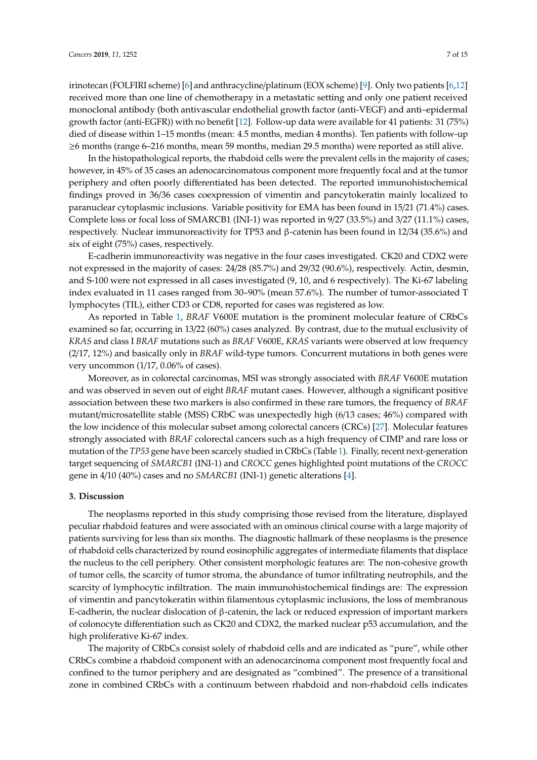irinotecan (FOLFIRI scheme) [6] and anthracycline/platinum (EOX scheme) [9]. Only two patients [6,12] received more than one line of chemotherapy in a metastatic setting and only one patient received monoclonal antibody (both antivascular endothelial growth factor (anti-VEGF) and anti–epidermal growth factor (anti-EGFR)) with no benefit [12]. Follow-up data were available for 41 patients: 31 (75%) died of disease within 1–15 months (mean: 4.5 months, median 4 months). Ten patients with follow-up ≥6 months (range 6–216 months, mean 59 months, median 29.5 months) were reported as still alive.

In the histopathological reports, the rhabdoid cells were the prevalent cells in the majority of cases; however, in 45% of 35 cases an adenocarcinomatous component more frequently focal and at the tumor periphery and often poorly differentiated has been detected. The reported immunohistochemical findings proved in 36/36 cases coexpression of vimentin and pancytokeratin mainly localized to paranuclear cytoplasmic inclusions. Variable positivity for EMA has been found in 15/21 (71.4%) cases. Complete loss or focal loss of SMARCB1 (INI-1) was reported in 9/27 (33.5%) and 3/27 (11.1%) cases, respectively. Nuclear immunoreactivity for TP53 and β-catenin has been found in 12/34 (35.6%) and six of eight (75%) cases, respectively.

E-cadherin immunoreactivity was negative in the four cases investigated. CK20 and CDX2 were not expressed in the majority of cases: 24/28 (85.7%) and 29/32 (90.6%), respectively. Actin, desmin, and S-100 were not expressed in all cases investigated (9, 10, and 6 respectively). The Ki-67 labeling index evaluated in 11 cases ranged from 30–90% (mean 57.6%). The number of tumor-associated T lymphocytes (TIL), either CD3 or CD8, reported for cases was registered as low.

As reported in Table 1, *BRAF* V600E mutation is the prominent molecular feature of CRbCs examined so far, occurring in 13/22 (60%) cases analyzed. By contrast, due to the mutual exclusivity of *KRAS* and class I *BRAF* mutations such as *BRAF* V600E, *KRAS* variants were observed at low frequency (2/17, 12%) and basically only in *BRAF* wild-type tumors. Concurrent mutations in both genes were very uncommon (1/17, 0.06% of cases).

Moreover, as in colorectal carcinomas, MSI was strongly associated with *BRAF* V600E mutation and was observed in seven out of eight *BRAF* mutant cases. However, although a significant positive association between these two markers is also confirmed in these rare tumors, the frequency of *BRAF* mutant/microsatellite stable (MSS) CRbC was unexpectedly high (6/13 cases; 46%) compared with the low incidence of this molecular subset among colorectal cancers (CRCs) [27]. Molecular features strongly associated with *BRAF* colorectal cancers such as a high frequency of CIMP and rare loss or mutation of the *TP53* gene have been scarcely studied in CRbCs (Table 1). Finally, recent next-generation target sequencing of *SMARCB1* (INI-1) and *CROCC* genes highlighted point mutations of the *CROCC* gene in 4/10 (40%) cases and no *SMARCB1* (INI-1) genetic alterations [4].

## 3. Discussion

The neoplasms reported in this study comprising those revised from the literature, displayed peculiar rhabdoid features and were associated with an ominous clinical course with a large majority of patients surviving for less than six months. The diagnostic hallmark of these neoplasms is the presence of rhabdoid cells characterized by round eosinophilic aggregates of intermediate filaments that displace the nucleus to the cell periphery. Other consistent morphologic features are: The non-cohesive growth of tumor cells, the scarcity of tumor stroma, the abundance of tumor infiltrating neutrophils, and the scarcity of lymphocytic infiltration. The main immunohistochemical findings are: The expression of vimentin and pancytokeratin within filamentous cytoplasmic inclusions, the loss of membranous E-cadherin, the nuclear dislocation of β-catenin, the lack or reduced expression of important markers of colonocyte differentiation such as CK20 and CDX2, the marked nuclear p53 accumulation, and the high proliferative Ki-67 index.

The majority of CRbCs consist solely of rhabdoid cells and are indicated as "pure", while other CRbCs combine a rhabdoid component with an adenocarcinoma component most frequently focal and confined to the tumor periphery and are designated as "combined". The presence of a transitional zone in combined CRbCs with a continuum between rhabdoid and non-rhabdoid cells indicates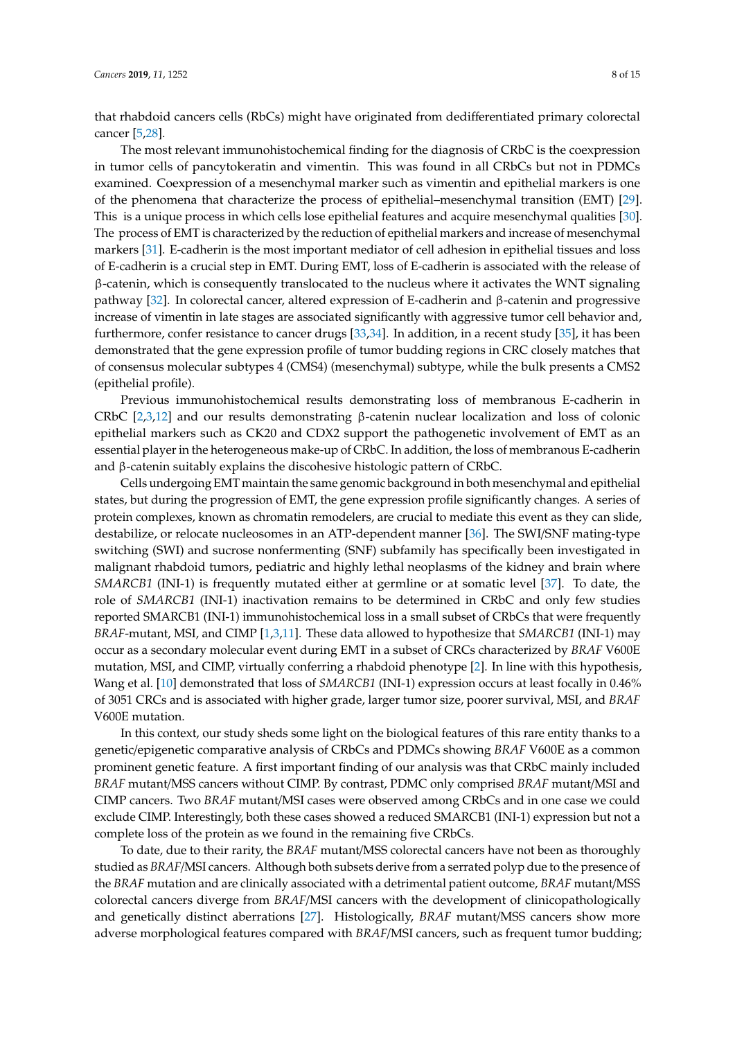that rhabdoid cancers cells (RbCs) might have originated from dedifferentiated primary colorectal cancer [5,28].

The most relevant immunohistochemical finding for the diagnosis of CRbC is the coexpression in tumor cells of pancytokeratin and vimentin. This was found in all CRbCs but not in PDMCs examined. Coexpression of a mesenchymal marker such as vimentin and epithelial markers is one of the phenomena that characterize the process of epithelial–mesenchymal transition (EMT) [29]. This is a unique process in which cells lose epithelial features and acquire mesenchymal qualities [30]. The process of EMT is characterized by the reduction of epithelial markers and increase of mesenchymal markers [31]. E-cadherin is the most important mediator of cell adhesion in epithelial tissues and loss of E-cadherin is a crucial step in EMT. During EMT, loss of E-cadherin is associated with the release of β-catenin, which is consequently translocated to the nucleus where it activates the WNT signaling pathway [32]. In colorectal cancer, altered expression of E-cadherin and β-catenin and progressive increase of vimentin in late stages are associated significantly with aggressive tumor cell behavior and, furthermore, confer resistance to cancer drugs [33,34]. In addition, in a recent study [35], it has been demonstrated that the gene expression profile of tumor budding regions in CRC closely matches that of consensus molecular subtypes 4 (CMS4) (mesenchymal) subtype, while the bulk presents a CMS2 (epithelial profile).

Previous immunohistochemical results demonstrating loss of membranous E-cadherin in CRbC [2,3,12] and our results demonstrating β-catenin nuclear localization and loss of colonic epithelial markers such as CK20 and CDX2 support the pathogenetic involvement of EMT as an essential player in the heterogeneous make-up of CRbC. In addition, the loss of membranous E-cadherin and β-catenin suitably explains the discohesive histologic pattern of CRbC.

Cells undergoing EMT maintain the same genomic background in both mesenchymal and epithelial states, but during the progression of EMT, the gene expression profile significantly changes. A series of protein complexes, known as chromatin remodelers, are crucial to mediate this event as they can slide, destabilize, or relocate nucleosomes in an ATP-dependent manner [36]. The SWI/SNF mating-type switching (SWI) and sucrose nonfermenting (SNF) subfamily has specifically been investigated in malignant rhabdoid tumors, pediatric and highly lethal neoplasms of the kidney and brain where *SMARCB1* (INI-1) is frequently mutated either at germline or at somatic level [37]. To date, the role of *SMARCB1* (INI-1) inactivation remains to be determined in CRbC and only few studies reported SMARCB1 (INI-1) immunohistochemical loss in a small subset of CRbCs that were frequently *BRAF*-mutant, MSI, and CIMP [1,3,11]. These data allowed to hypothesize that *SMARCB1* (INI-1) may occur as a secondary molecular event during EMT in a subset of CRCs characterized by *BRAF* V600E mutation, MSI, and CIMP, virtually conferring a rhabdoid phenotype [2]. In line with this hypothesis, Wang et al. [10] demonstrated that loss of *SMARCB1* (INI-1) expression occurs at least focally in 0.46% of 3051 CRCs and is associated with higher grade, larger tumor size, poorer survival, MSI, and *BRAF* V600E mutation.

In this context, our study sheds some light on the biological features of this rare entity thanks to a genetic/epigenetic comparative analysis of CRbCs and PDMCs showing *BRAF* V600E as a common prominent genetic feature. A first important finding of our analysis was that CRbC mainly included *BRAF* mutant/MSS cancers without CIMP. By contrast, PDMC only comprised *BRAF* mutant/MSI and CIMP cancers. Two *BRAF* mutant/MSI cases were observed among CRbCs and in one case we could exclude CIMP. Interestingly, both these cases showed a reduced SMARCB1 (INI-1) expression but not a complete loss of the protein as we found in the remaining five CRbCs.

To date, due to their rarity, the *BRAF* mutant/MSS colorectal cancers have not been as thoroughly studied as *BRAF*/MSI cancers. Although both subsets derive from a serrated polyp due to the presence of the *BRAF* mutation and are clinically associated with a detrimental patient outcome, *BRAF* mutant/MSS colorectal cancers diverge from *BRAF*/MSI cancers with the development of clinicopathologically and genetically distinct aberrations [27]. Histologically, *BRAF* mutant/MSS cancers show more adverse morphological features compared with *BRAF*/MSI cancers, such as frequent tumor budding;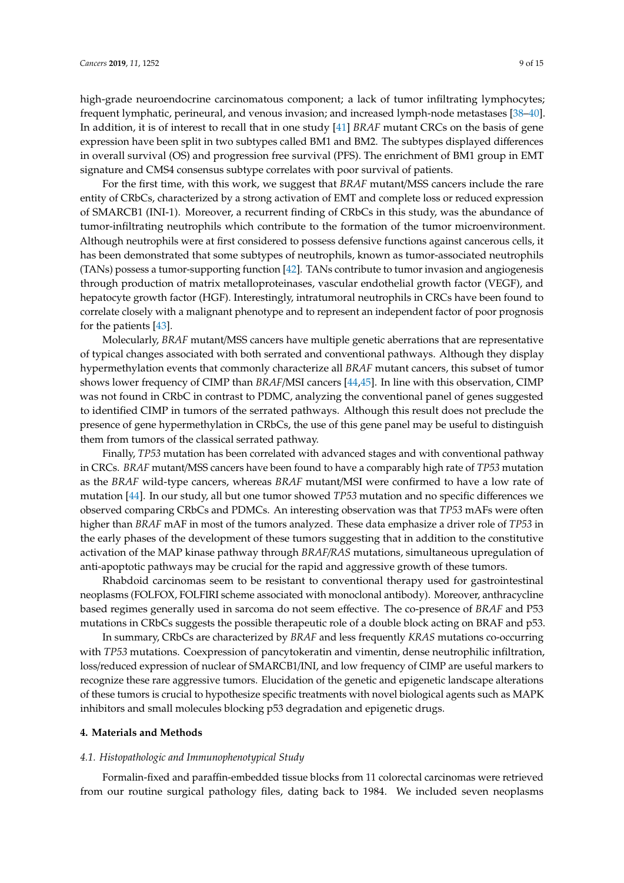high-grade neuroendocrine carcinomatous component; a lack of tumor infiltrating lymphocytes; frequent lymphatic, perineural, and venous invasion; and increased lymph-node metastases [38–40]. In addition, it is of interest to recall that in one study [41] *BRAF* mutant CRCs on the basis of gene expression have been split in two subtypes called BM1 and BM2. The subtypes displayed differences in overall survival (OS) and progression free survival (PFS). The enrichment of BM1 group in EMT signature and CMS4 consensus subtype correlates with poor survival of patients.

For the first time, with this work, we suggest that *BRAF* mutant/MSS cancers include the rare entity of CRbCs, characterized by a strong activation of EMT and complete loss or reduced expression of SMARCB1 (INI-1). Moreover, a recurrent finding of CRbCs in this study, was the abundance of tumor-infiltrating neutrophils which contribute to the formation of the tumor microenvironment. Although neutrophils were at first considered to possess defensive functions against cancerous cells, it has been demonstrated that some subtypes of neutrophils, known as tumor-associated neutrophils (TANs) possess a tumor-supporting function [42]. TANs contribute to tumor invasion and angiogenesis through production of matrix metalloproteinases, vascular endothelial growth factor (VEGF), and hepatocyte growth factor (HGF). Interestingly, intratumoral neutrophils in CRCs have been found to correlate closely with a malignant phenotype and to represent an independent factor of poor prognosis for the patients [43].

Molecularly, *BRAF* mutant/MSS cancers have multiple genetic aberrations that are representative of typical changes associated with both serrated and conventional pathways. Although they display hypermethylation events that commonly characterize all *BRAF* mutant cancers, this subset of tumor shows lower frequency of CIMP than *BRAF*/MSI cancers [44,45]. In line with this observation, CIMP was not found in CRbC in contrast to PDMC, analyzing the conventional panel of genes suggested to identified CIMP in tumors of the serrated pathways. Although this result does not preclude the presence of gene hypermethylation in CRbCs, the use of this gene panel may be useful to distinguish them from tumors of the classical serrated pathway.

Finally, *TP53* mutation has been correlated with advanced stages and with conventional pathway in CRCs. *BRAF* mutant/MSS cancers have been found to have a comparably high rate of *TP53* mutation as the *BRAF* wild-type cancers, whereas *BRAF* mutant/MSI were confirmed to have a low rate of mutation [44]. In our study, all but one tumor showed *TP53* mutation and no specific differences we observed comparing CRbCs and PDMCs. An interesting observation was that *TP53* mAFs were often higher than *BRAF* mAF in most of the tumors analyzed. These data emphasize a driver role of *TP53* in the early phases of the development of these tumors suggesting that in addition to the constitutive activation of the MAP kinase pathway through *BRAF/RAS* mutations, simultaneous upregulation of anti-apoptotic pathways may be crucial for the rapid and aggressive growth of these tumors.

Rhabdoid carcinomas seem to be resistant to conventional therapy used for gastrointestinal neoplasms (FOLFOX, FOLFIRI scheme associated with monoclonal antibody). Moreover, anthracycline based regimes generally used in sarcoma do not seem effective. The co-presence of *BRAF* and P53 mutations in CRbCs suggests the possible therapeutic role of a double block acting on BRAF and p53.

In summary, CRbCs are characterized by *BRAF* and less frequently *KRAS* mutations co-occurring with *TP53* mutations. Coexpression of pancytokeratin and vimentin, dense neutrophilic infiltration, loss/reduced expression of nuclear of SMARCB1/INI, and low frequency of CIMP are useful markers to recognize these rare aggressive tumors. Elucidation of the genetic and epigenetic landscape alterations of these tumors is crucial to hypothesize specific treatments with novel biological agents such as MAPK inhibitors and small molecules blocking p53 degradation and epigenetic drugs.

## 4. Materials and Methods

### *4.1. Histopathologic and Immunophenotypical Study*

Formalin-fixed and paraffin-embedded tissue blocks from 11 colorectal carcinomas were retrieved from our routine surgical pathology files, dating back to 1984. We included seven neoplasms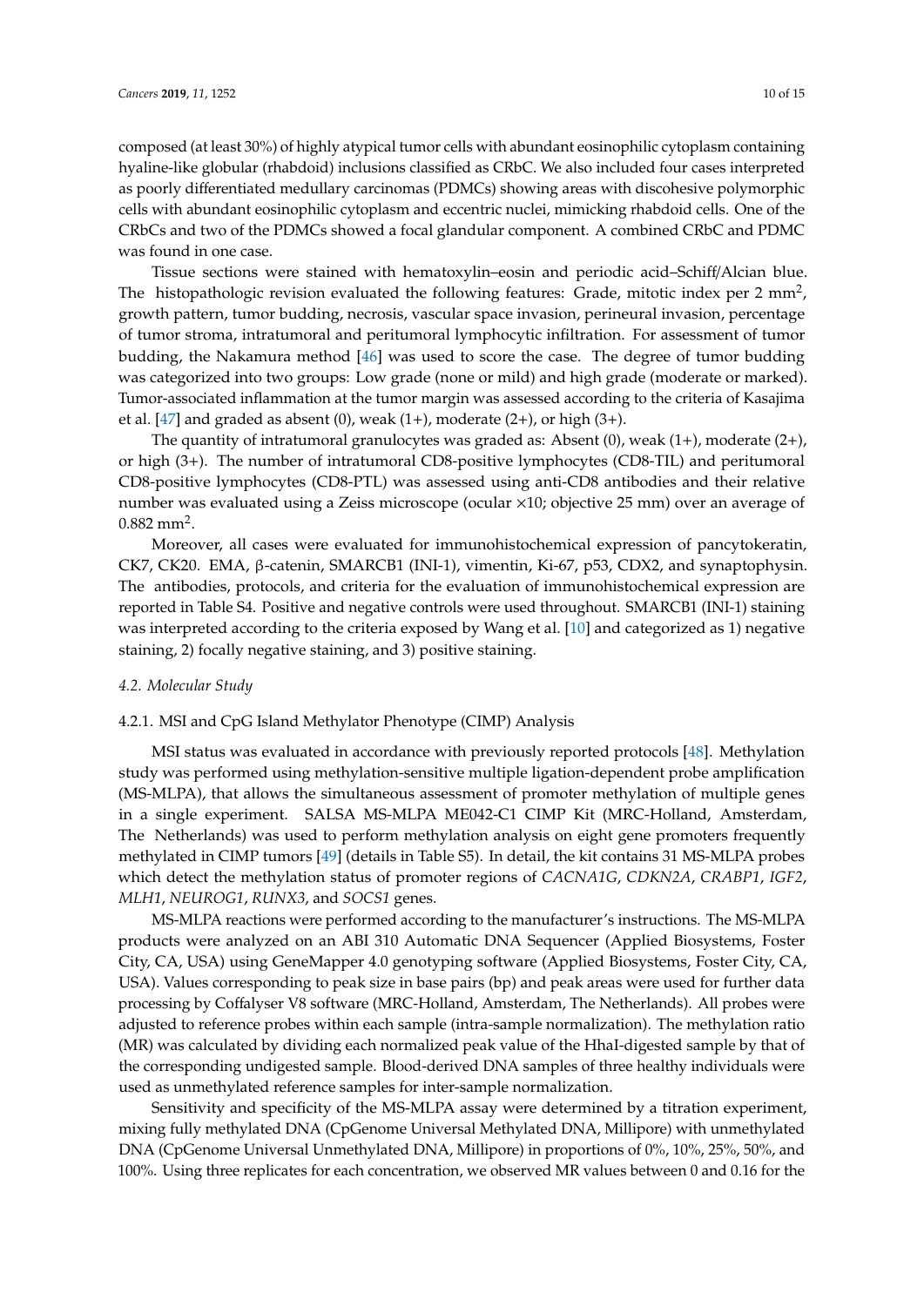composed (at least 30%) of highly atypical tumor cells with abundant eosinophilic cytoplasm containing hyaline-like globular (rhabdoid) inclusions classified as CRbC. We also included four cases interpreted as poorly differentiated medullary carcinomas (PDMCs) showing areas with discohesive polymorphic cells with abundant eosinophilic cytoplasm and eccentric nuclei, mimicking rhabdoid cells. One of the CRbCs and two of the PDMCs showed a focal glandular component. A combined CRbC and PDMC was found in one case.

Tissue sections were stained with hematoxylin–eosin and periodic acid–Schiff/Alcian blue. The histopathologic revision evaluated the following features: Grade, mitotic index per 2 mm$^2$, growth pattern, tumor budding, necrosis, vascular space invasion, perineural invasion, percentage of tumor stroma, intratumoral and peritumoral lymphocytic infiltration. For assessment of tumor budding, the Nakamura method [46] was used to score the case. The degree of tumor budding was categorized into two groups: Low grade (none or mild) and high grade (moderate or marked). Tumor-associated inflammation at the tumor margin was assessed according to the criteria of Kasajima et al. [47] and graded as absent (0), weak (1+), moderate (2+), or high (3+).

The quantity of intratumoral granulocytes was graded as: Absent (0), weak (1+), moderate (2+), or high (3+). The number of intratumoral CD8-positive lymphocytes (CD8-TIL) and peritumoral CD8-positive lymphocytes (CD8-PTL) was assessed using anti-CD8 antibodies and their relative number was evaluated using a Zeiss microscope (ocular ×10; objective 25 mm) over an average of 0.882 mm$^2$.

Moreover, all cases were evaluated for immunohistochemical expression of pancytokeratin, CK7, CK20. EMA, β-catenin, SMARCB1 (INI-1), vimentin, Ki-67, p53, CDX2, and synaptophysin. The antibodies, protocols, and criteria for the evaluation of immunohistochemical expression are reported in Table S4. Positive and negative controls were used throughout. SMARCB1 (INI-1) staining was interpreted according to the criteria exposed by Wang et al. [10] and categorized as 1) negative staining, 2) focally negative staining, and 3) positive staining.

### *4.2. Molecular Study*

#### 4.2.1. MSI and CpG Island Methylator Phenotype (CIMP) Analysis

MSI status was evaluated in accordance with previously reported protocols [48]. Methylation study was performed using methylation-sensitive multiple ligation-dependent probe amplification (MS-MLPA), that allows the simultaneous assessment of promoter methylation of multiple genes in a single experiment. SALSA MS-MLPA ME042-C1 CIMP Kit (MRC-Holland, Amsterdam, The Netherlands) was used to perform methylation analysis on eight gene promoters frequently methylated in CIMP tumors [49] (details in Table S5). In detail, the kit contains 31 MS-MLPA probes which detect the methylation status of promoter regions of *CACNA1G*, *CDKN2A*, *CRABP1*, *IGF2*, *MLH1*, *NEUROG1*, *RUNX3*, and *SOCS1* genes.

MS-MLPA reactions were performed according to the manufacturer's instructions. The MS-MLPA products were analyzed on an ABI 310 Automatic DNA Sequencer (Applied Biosystems, Foster City, CA, USA) using GeneMapper 4.0 genotyping software (Applied Biosystems, Foster City, CA, USA). Values corresponding to peak size in base pairs (bp) and peak areas were used for further data processing by Coffalyser V8 software (MRC-Holland, Amsterdam, The Netherlands). All probes were adjusted to reference probes within each sample (intra-sample normalization). The methylation ratio (MR) was calculated by dividing each normalized peak value of the HhaI-digested sample by that of the corresponding undigested sample. Blood-derived DNA samples of three healthy individuals were used as unmethylated reference samples for inter-sample normalization.

Sensitivity and specificity of the MS-MLPA assay were determined by a titration experiment, mixing fully methylated DNA (CpGenome Universal Methylated DNA, Millipore) with unmethylated DNA (CpGenome Universal Unmethylated DNA, Millipore) in proportions of 0%, 10%, 25%, 50%, and 100%. Using three replicates for each concentration, we observed MR values between 0 and 0.16 for the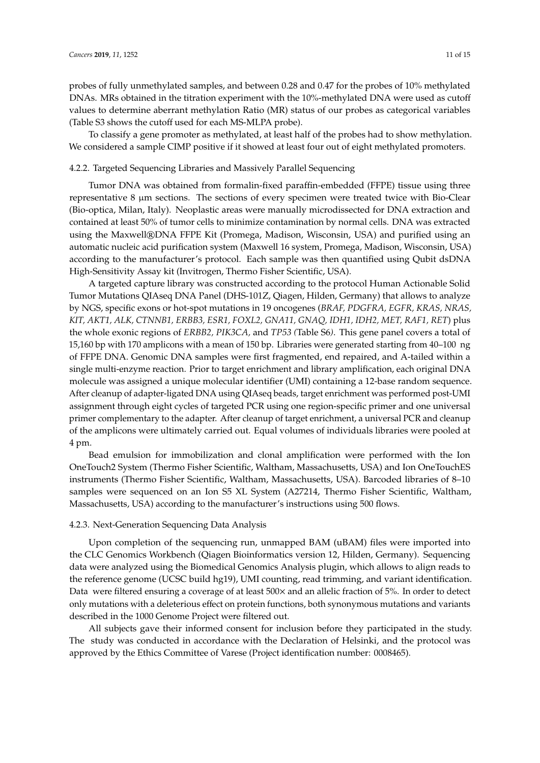probes of fully unmethylated samples, and between 0.28 and 0.47 for the probes of 10% methylated DNAs. MRs obtained in the titration experiment with the 10%-methylated DNA were used as cutoff values to determine aberrant methylation Ratio (MR) status of our probes as categorical variables (Table S3 shows the cutoff used for each MS-MLPA probe).

To classify a gene promoter as methylated, at least half of the probes had to show methylation. We considered a sample CIMP positive if it showed at least four out of eight methylated promoters.

#### 4.2.2. Targeted Sequencing Libraries and Massively Parallel Sequencing

Tumor DNA was obtained from formalin-fixed paraffin-embedded (FFPE) tissue using three representative 8 μm sections. The sections of every specimen were treated twice with Bio-Clear (Bio-optica, Milan, Italy). Neoplastic areas were manually microdissected for DNA extraction and contained at least 50% of tumor cells to minimize contamination by normal cells. DNA was extracted using the Maxwell®DNA FFPE Kit (Promega, Madison, Wisconsin, USA) and purified using an automatic nucleic acid purification system (Maxwell 16 system, Promega, Madison, Wisconsin, USA) according to the manufacturer's protocol. Each sample was then quantified using Qubit dsDNA High-Sensitivity Assay kit (Invitrogen, Thermo Fisher Scientific, USA).

A targeted capture library was constructed according to the protocol Human Actionable Solid Tumor Mutations QIAseq DNA Panel (DHS-101Z, Qiagen, Hilden, Germany) that allows to analyze by NGS, specific exons or hot-spot mutations in 19 oncogenes (*BRAF, PDGFRA, EGFR, KRAS, NRAS, KIT, AKT1, ALK, CTNNB1, ERBB3, ESR1, FOXL2, GNA11, GNAQ, IDH1, IDH2, MET, RAF1, RET*) plus the whole exonic regions of *ERBB2, PIK3CA,* and *TP53 (*Table S6*)*. This gene panel covers a total of 15,160 bp with 170 amplicons with a mean of 150 bp. Libraries were generated starting from 40–100 ng of FFPE DNA. Genomic DNA samples were first fragmented, end repaired, and A-tailed within a single multi-enzyme reaction. Prior to target enrichment and library amplification, each original DNA molecule was assigned a unique molecular identifier (UMI) containing a 12-base random sequence. After cleanup of adapter-ligated DNA using QIAseq beads, target enrichment was performed post-UMI assignment through eight cycles of targeted PCR using one region-specific primer and one universal primer complementary to the adapter. After cleanup of target enrichment, a universal PCR and cleanup of the amplicons were ultimately carried out. Equal volumes of individuals libraries were pooled at 4 pm.

Bead emulsion for immobilization and clonal amplification were performed with the Ion OneTouch2 System (Thermo Fisher Scientific, Waltham, Massachusetts, USA) and Ion OneTouchES instruments (Thermo Fisher Scientific, Waltham, Massachusetts, USA). Barcoded libraries of 8–10 samples were sequenced on an Ion S5 XL System (A27214, Thermo Fisher Scientific, Waltham, Massachusetts, USA) according to the manufacturer's instructions using 500 flows.

#### 4.2.3. Next-Generation Sequencing Data Analysis

Upon completion of the sequencing run, unmapped BAM (uBAM) files were imported into the CLC Genomics Workbench (Qiagen Bioinformatics version 12, Hilden, Germany). Sequencing data were analyzed using the Biomedical Genomics Analysis plugin, which allows to align reads to the reference genome (UCSC build hg19), UMI counting, read trimming, and variant identification. Data were filtered ensuring a coverage of at least 500× and an allelic fraction of 5%. In order to detect only mutations with a deleterious effect on protein functions, both synonymous mutations and variants described in the 1000 Genome Project were filtered out.

All subjects gave their informed consent for inclusion before they participated in the study. The study was conducted in accordance with the Declaration of Helsinki, and the protocol was approved by the Ethics Committee of Varese (Project identification number: 0008465).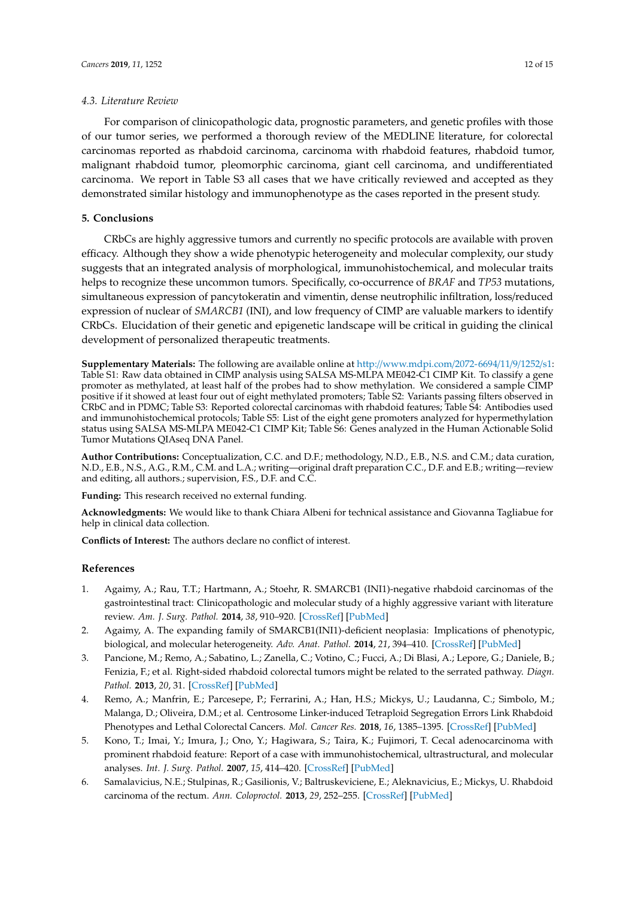### 4.3. Literature Review

For comparison of clinicopathologic data, prognostic parameters, and genetic profiles with those of our tumor series, we performed a thorough review of the MEDLINE literature, for colorectal carcinomas reported as rhabdoid carcinoma, carcinoma with rhabdoid features, rhabdoid tumor, malignant rhabdoid tumor, pleomorphic carcinoma, giant cell carcinoma, and undifferentiated carcinoma. We report in Table S3 all cases that we have critically reviewed and accepted as they demonstrated similar histology and immunophenotype as the cases reported in the present study.

## 5. Conclusions

CRbCs are highly aggressive tumors and currently no specific protocols are available with proven efficacy. Although they show a wide phenotypic heterogeneity and molecular complexity, our study suggests that an integrated analysis of morphological, immunohistochemical, and molecular traits helps to recognize these uncommon tumors. Specifically, co-occurrence of *BRAF* and *TP53* mutations, simultaneous expression of pancytokeratin and vimentin, dense neutrophilic infiltration, loss/reduced expression of nuclear of *SMARCB1* (INI), and low frequency of CIMP are valuable markers to identify CRbCs. Elucidation of their genetic and epigenetic landscape will be critical in guiding the clinical development of personalized therapeutic treatments.

**Supplementary Materials:** The following are available online at http://www.mdpi.com/2072-6694/11/9/1252/s1: Table S1: Raw data obtained in CIMP analysis using SALSA MS-MLPA ME042-C1 CIMP Kit. To classify a gene promoter as methylated, at least half of the probes had to show methylation. We considered a sample CIMP positive if it showed at least four out of eight methylated promoters; Table S2: Variants passing filters observed in CRbC and in PDMC; Table S3: Reported colorectal carcinomas with rhabdoid features; Table S4: Antibodies used and immunohistochemical protocols; Table S5: List of the eight gene promoters analyzed for hypermethylation status using SALSA MS-MLPA ME042-C1 CIMP Kit; Table S6: Genes analyzed in the Human Actionable Solid Tumor Mutations QIAseq DNA Panel.

**Author Contributions:** Conceptualization, C.C. and D.F.; methodology, N.D., E.B., N.S. and C.M.; data curation, N.D., E.B., N.S., A.G., R.M., C.M. and L.A.; writing—original draft preparation C.C., D.F. and E.B.; writing—review and editing, all authors.; supervision, F.S., D.F. and C.C.

**Funding:** This research received no external funding.

**Acknowledgments:** We would like to thank Chiara Albeni for technical assistance and Giovanna Tagliabue for help in clinical data collection.

**Conflicts of Interest:** The authors declare no conflict of interest.

## References

1. Agaimy, A.; Rau, T.T.; Hartmann, A.; Stoehr, R. SMARCB1 (INI1)-negative rhabdoid carcinomas of the gastrointestinal tract: Clinicopathologic and molecular study of a highly aggressive variant with literature review. *Am. J. Surg. Pathol.* **2014**, *38*, 910–920. [CrossRef] [PubMed]
2. Agaimy, A. The expanding family of SMARCB1(INI1)-deficient neoplasia: Implications of phenotypic, biological, and molecular heterogeneity. *Adv. Anat. Pathol.* **2014**, *21*, 394–410. [CrossRef] [PubMed]
3. Pancione, M.; Remo, A.; Sabatino, L.; Zanella, C.; Votino, C.; Fucci, A.; Di Blasi, A.; Lepore, G.; Daniele, B.; Fenizia, F.; et al. Right-sided rhabdoid colorectal tumors might be related to the serrated pathway. *Diagn. Pathol.* **2013**, *20*, 31. [CrossRef] [PubMed]
4. Remo, A.; Manfrin, E.; Parcesepe, P.; Ferrarini, A.; Han, H.S.; Mickys, U.; Laudanna, C.; Simbolo, M.; Malanga, D.; Oliveira, D.M.; et al. Centrosome Linker-induced Tetraploid Segregation Errors Link Rhabdoid Phenotypes and Lethal Colorectal Cancers. *Mol. Cancer Res.* **2018**, *16*, 1385–1395. [CrossRef] [PubMed]
5. Kono, T.; Imai, Y.; Imura, J.; Ono, Y.; Hagiwara, S.; Taira, K.; Fujimori, T. Cecal adenocarcinoma with prominent rhabdoid feature: Report of a case with immunohistochemical, ultrastructural, and molecular analyses. *Int. J. Surg. Pathol.* **2007**, *15*, 414–420. [CrossRef] [PubMed]
6. Samalavicius, N.E.; Stulpinas, R.; Gasilionis, V.; Baltruskeviciene, E.; Aleknavicius, E.; Mickys, U. Rhabdoid carcinoma of the rectum. *Ann. Coloproctol.* **2013**, *29*, 252–255. [CrossRef] [PubMed]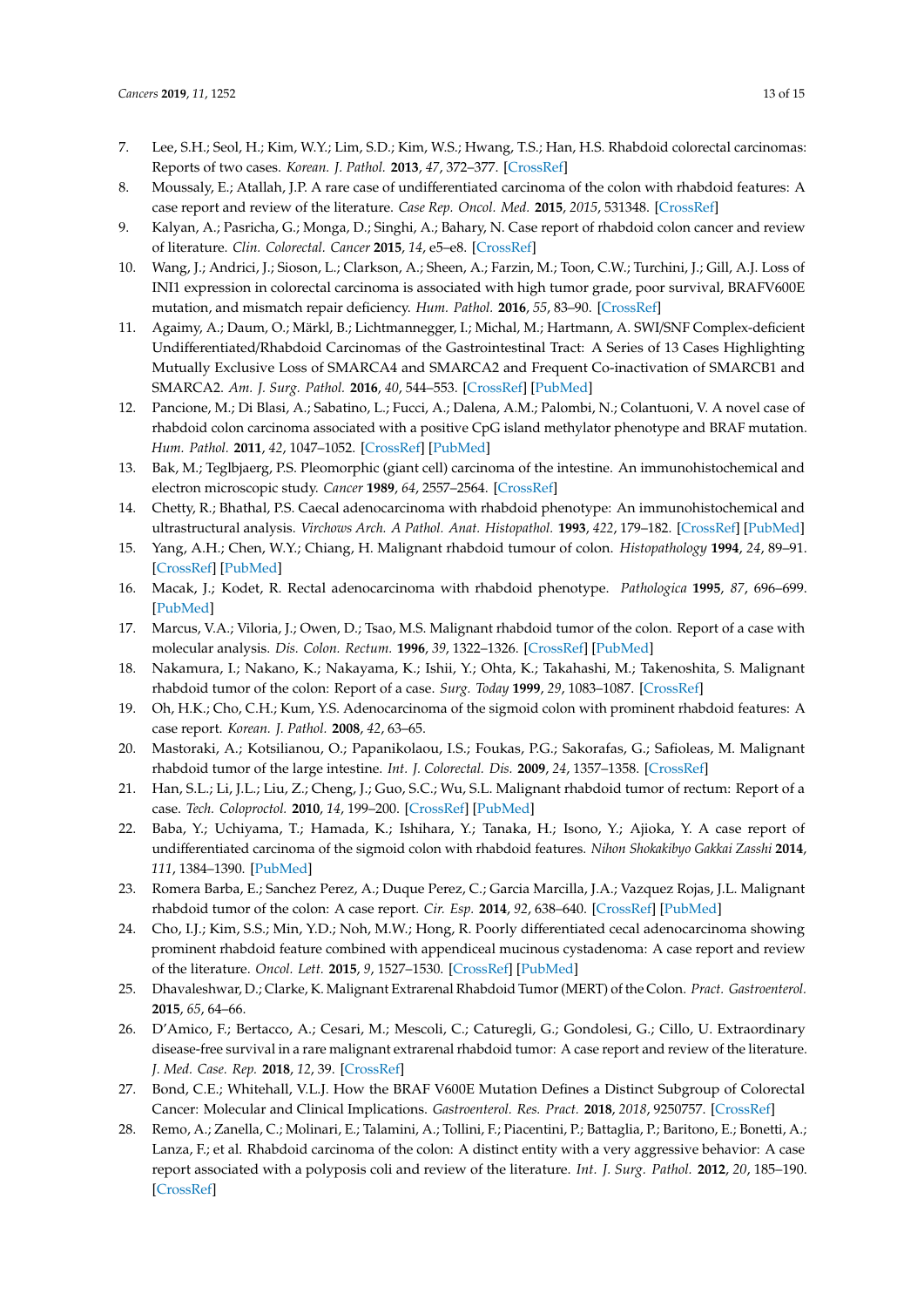7. Lee, S.H.; Seol, H.; Kim, W.Y.; Lim, S.D.; Kim, W.S.; Hwang, T.S.; Han, H.S. Rhabdoid colorectal carcinomas: Reports of two cases. *Korean. J. Pathol.* **2013**, *47*, 372–377. [CrossRef]
8. Moussaly, E.; Atallah, J.P. A rare case of undifferentiated carcinoma of the colon with rhabdoid features: A case report and review of the literature. *Case Rep. Oncol. Med.* **2015**, *2015*, 531348. [CrossRef]
9. Kalyan, A.; Pasricha, G.; Monga, D.; Singhi, A.; Bahary, N. Case report of rhabdoid colon cancer and review of literature. *Clin. Colorectal. Cancer* **2015**, *14*, e5–e8. [CrossRef]
10. Wang, J.; Andrici, J.; Sioson, L.; Clarkson, A.; Sheen, A.; Farzin, M.; Toon, C.W.; Turchini, J.; Gill, A.J. Loss of INI1 expression in colorectal carcinoma is associated with high tumor grade, poor survival, BRAFV600E mutation, and mismatch repair deficiency. *Hum. Pathol.* **2016**, *55*, 83–90. [CrossRef]
11. Agaimy, A.; Daum, O.; Märkl, B.; Lichtmannegger, I.; Michal, M.; Hartmann, A. SWI/SNF Complex-deficient Undifferentiated/Rhabdoid Carcinomas of the Gastrointestinal Tract: A Series of 13 Cases Highlighting Mutually Exclusive Loss of SMARCA4 and SMARCA2 and Frequent Co-inactivation of SMARCB1 and SMARCA2. *Am. J. Surg. Pathol.* **2016**, *40*, 544–553. [CrossRef] [PubMed]
12. Pancione, M.; Di Blasi, A.; Sabatino, L.; Fucci, A.; Dalena, A.M.; Palombi, N.; Colantuoni, V. A novel case of rhabdoid colon carcinoma associated with a positive CpG island methylator phenotype and BRAF mutation. *Hum. Pathol.* **2011**, *42*, 1047–1052. [CrossRef] [PubMed]
13. Bak, M.; Teglbjaerg, P.S. Pleomorphic (giant cell) carcinoma of the intestine. An immunohistochemical and electron microscopic study. *Cancer* **1989**, *64*, 2557–2564. [CrossRef]
14. Chetty, R.; Bhathal, P.S. Caecal adenocarcinoma with rhabdoid phenotype: An immunohistochemical and ultrastructural analysis. *Virchows Arch. A Pathol. Anat. Histopathol.* **1993**, *422*, 179–182. [CrossRef] [PubMed]
15. Yang, A.H.; Chen, W.Y.; Chiang, H. Malignant rhabdoid tumour of colon. *Histopathology* **1994**, *24*, 89–91. [CrossRef] [PubMed]
16. Macak, J.; Kodet, R. Rectal adenocarcinoma with rhabdoid phenotype. *Pathologica* **1995**, *87*, 696–699. [PubMed]
17. Marcus, V.A.; Viloria, J.; Owen, D.; Tsao, M.S. Malignant rhabdoid tumor of the colon. Report of a case with molecular analysis. *Dis. Colon. Rectum.* **1996**, *39*, 1322–1326. [CrossRef] [PubMed]
18. Nakamura, I.; Nakano, K.; Nakayama, K.; Ishii, Y.; Ohta, K.; Takahashi, M.; Takenoshita, S. Malignant rhabdoid tumor of the colon: Report of a case. *Surg. Today* **1999**, *29*, 1083–1087. [CrossRef]
19. Oh, H.K.; Cho, C.H.; Kum, Y.S. Adenocarcinoma of the sigmoid colon with prominent rhabdoid features: A case report. *Korean. J. Pathol.* **2008**, *42*, 63–65.
20. Mastoraki, A.; Kotsilianou, O.; Papanikolaou, I.S.; Foukas, P.G.; Sakorafas, G.; Safioleas, M. Malignant rhabdoid tumor of the large intestine. *Int. J. Colorectal. Dis.* **2009**, *24*, 1357–1358. [CrossRef]
21. Han, S.L.; Li, J.L.; Liu, Z.; Cheng, J.; Guo, S.C.; Wu, S.L. Malignant rhabdoid tumor of rectum: Report of a case. *Tech. Coloproctol.* **2010**, *14*, 199–200. [CrossRef] [PubMed]
22. Baba, Y.; Uchiyama, T.; Hamada, K.; Ishihara, Y.; Tanaka, H.; Isono, Y.; Ajioka, Y. A case report of undifferentiated carcinoma of the sigmoid colon with rhabdoid features. *Nihon Shokakibyo Gakkai Zasshi* **2014**, *111*, 1384–1390. [PubMed]
23. Romera Barba, E.; Sanchez Perez, A.; Duque Perez, C.; Garcia Marcilla, J.A.; Vazquez Rojas, J.L. Malignant rhabdoid tumor of the colon: A case report. *Cir. Esp.* **2014**, *92*, 638–640. [CrossRef] [PubMed]
24. Cho, I.J.; Kim, S.S.; Min, Y.D.; Noh, M.W.; Hong, R. Poorly differentiated cecal adenocarcinoma showing prominent rhabdoid feature combined with appendiceal mucinous cystadenoma: A case report and review of the literature. *Oncol. Lett.* **2015**, *9*, 1527–1530. [CrossRef] [PubMed]
25. Dhavaleshwar, D.; Clarke, K. Malignant Extrarenal Rhabdoid Tumor (MERT) of the Colon. *Pract. Gastroenterol.* **2015**, *65*, 64–66.
26. D'Amico, F.; Bertacco, A.; Cesari, M.; Mescoli, C.; Caturegli, G.; Gondolesi, G.; Cillo, U. Extraordinary disease-free survival in a rare malignant extrarenal rhabdoid tumor: A case report and review of the literature. *J. Med. Case. Rep.* **2018**, *12*, 39. [CrossRef]
27. Bond, C.E.; Whitehall, V.L.J. How the BRAF V600E Mutation Defines a Distinct Subgroup of Colorectal Cancer: Molecular and Clinical Implications. *Gastroenterol. Res. Pract.* **2018**, *2018*, 9250757. [CrossRef]
28. Remo, A.; Zanella, C.; Molinari, E.; Talamini, A.; Tollini, F.; Piacentini, P.; Battaglia, P.; Baritono, E.; Bonetti, A.; Lanza, F.; et al. Rhabdoid carcinoma of the colon: A distinct entity with a very aggressive behavior: A case report associated with a polyposis coli and review of the literature. *Int. J. Surg. Pathol.* **2012**, *20*, 185–190. [CrossRef]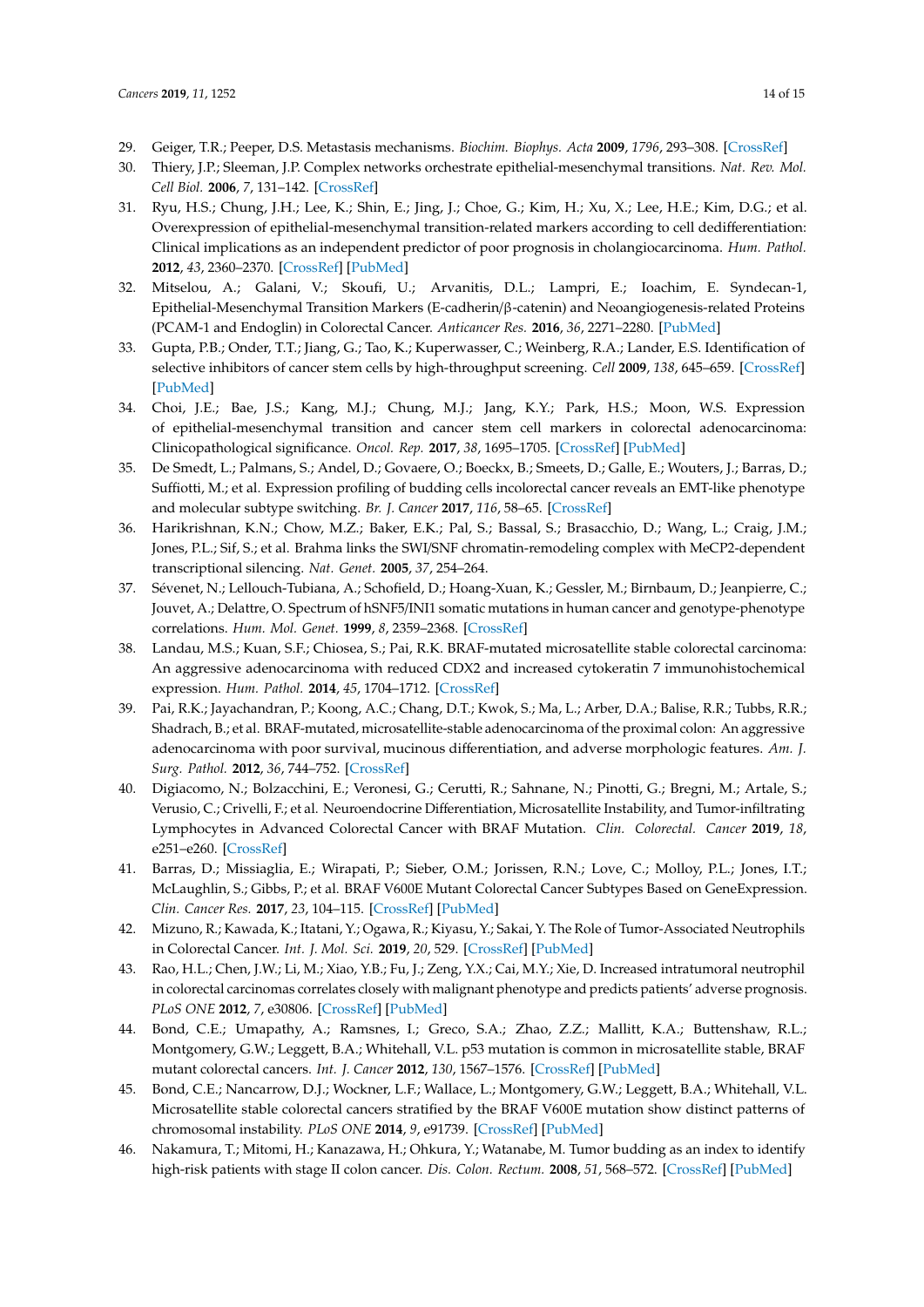29. Geiger, T.R.; Peeper, D.S. Metastasis mechanisms. *Biochim. Biophys. Acta* **2009**, *1796*, 293–308. [CrossRef]
30. Thiery, J.P.; Sleeman, J.P. Complex networks orchestrate epithelial-mesenchymal transitions. *Nat. Rev. Mol. Cell Biol.* **2006**, *7*, 131–142. [CrossRef]
31. Ryu, H.S.; Chung, J.H.; Lee, K.; Shin, E.; Jing, J.; Choe, G.; Kim, H.; Xu, X.; Lee, H.E.; Kim, D.G.; et al. Overexpression of epithelial-mesenchymal transition-related markers according to cell dedifferentiation: Clinical implications as an independent predictor of poor prognosis in cholangiocarcinoma. *Hum. Pathol.* **2012**, *43*, 2360–2370. [CrossRef] [PubMed]
32. Mitselou, A.; Galani, V.; Skoufi, U.; Arvanitis, D.L.; Lampri, E.; Ioachim, E. Syndecan-1, Epithelial-Mesenchymal Transition Markers (E-cadherin/β-catenin) and Neoangiogenesis-related Proteins (PCAM-1 and Endoglin) in Colorectal Cancer. *Anticancer Res.* **2016**, *36*, 2271–2280. [PubMed]
33. Gupta, P.B.; Onder, T.T.; Jiang, G.; Tao, K.; Kuperwasser, C.; Weinberg, R.A.; Lander, E.S. Identification of selective inhibitors of cancer stem cells by high-throughput screening. *Cell* **2009**, *138*, 645–659. [CrossRef] [PubMed]
34. Choi, J.E.; Bae, J.S.; Kang, M.J.; Chung, M.J.; Jang, K.Y.; Park, H.S.; Moon, W.S. Expression of epithelial-mesenchymal transition and cancer stem cell markers in colorectal adenocarcinoma: Clinicopathological significance. *Oncol. Rep.* **2017**, *38*, 1695–1705. [CrossRef] [PubMed]
35. De Smedt, L.; Palmans, S.; Andel, D.; Govaere, O.; Boeckx, B.; Smeets, D.; Galle, E.; Wouters, J.; Barras, D.; Suffiotti, M.; et al. Expression profiling of budding cells incolorectal cancer reveals an EMT-like phenotype and molecular subtype switching. *Br. J. Cancer* **2017**, *116*, 58–65. [CrossRef]
36. Harikrishnan, K.N.; Chow, M.Z.; Baker, E.K.; Pal, S.; Bassal, S.; Brasacchio, D.; Wang, L.; Craig, J.M.; Jones, P.L.; Sif, S.; et al. Brahma links the SWI/SNF chromatin-remodeling complex with MeCP2-dependent transcriptional silencing. *Nat. Genet.* **2005**, *37*, 254–264.
37. Sévenet, N.; Lellouch-Tubiana, A.; Schofield, D.; Hoang-Xuan, K.; Gessler, M.; Birnbaum, D.; Jeanpierre, C.; Jouvet, A.; Delattre, O. Spectrum of hSNF5/INI1 somatic mutations in human cancer and genotype-phenotype correlations. *Hum. Mol. Genet.* **1999**, *8*, 2359–2368. [CrossRef]
38. Landau, M.S.; Kuan, S.F.; Chiosea, S.; Pai, R.K. BRAF-mutated microsatellite stable colorectal carcinoma: An aggressive adenocarcinoma with reduced CDX2 and increased cytokeratin 7 immunohistochemical expression. *Hum. Pathol.* **2014**, *45*, 1704–1712. [CrossRef]
39. Pai, R.K.; Jayachandran, P.; Koong, A.C.; Chang, D.T.; Kwok, S.; Ma, L.; Arber, D.A.; Balise, R.R.; Tubbs, R.R.; Shadrach, B.; et al. BRAF-mutated, microsatellite-stable adenocarcinoma of the proximal colon: An aggressive adenocarcinoma with poor survival, mucinous differentiation, and adverse morphologic features. *Am. J. Surg. Pathol.* **2012**, *36*, 744–752. [CrossRef]
40. Digiacomo, N.; Bolzacchini, E.; Veronesi, G.; Cerutti, R.; Sahnane, N.; Pinotti, G.; Bregni, M.; Artale, S.; Verusio, C.; Crivelli, F.; et al. Neuroendocrine Differentiation, Microsatellite Instability, and Tumor-infiltrating Lymphocytes in Advanced Colorectal Cancer with BRAF Mutation. *Clin. Colorectal. Cancer* **2019**, *18*, e251–e260. [CrossRef]
41. Barras, D.; Missiaglia, E.; Wirapati, P.; Sieber, O.M.; Jorissen, R.N.; Love, C.; Molloy, P.L.; Jones, I.T.; McLaughlin, S.; Gibbs, P.; et al. BRAF V600E Mutant Colorectal Cancer Subtypes Based on GeneExpression. *Clin. Cancer Res.* **2017**, *23*, 104–115. [CrossRef] [PubMed]
42. Mizuno, R.; Kawada, K.; Itatani, Y.; Ogawa, R.; Kiyasu, Y.; Sakai, Y. The Role of Tumor-Associated Neutrophils in Colorectal Cancer. *Int. J. Mol. Sci.* **2019**, *20*, 529. [CrossRef] [PubMed]
43. Rao, H.L.; Chen, J.W.; Li, M.; Xiao, Y.B.; Fu, J.; Zeng, Y.X.; Cai, M.Y.; Xie, D. Increased intratumoral neutrophil in colorectal carcinomas correlates closely with malignant phenotype and predicts patients' adverse prognosis. *PLoS ONE* **2012**, *7*, e30806. [CrossRef] [PubMed]
44. Bond, C.E.; Umapathy, A.; Ramsnes, I.; Greco, S.A.; Zhao, Z.Z.; Mallitt, K.A.; Buttenshaw, R.L.; Montgomery, G.W.; Leggett, B.A.; Whitehall, V.L. p53 mutation is common in microsatellite stable, BRAF mutant colorectal cancers. *Int. J. Cancer* **2012**, *130*, 1567–1576. [CrossRef] [PubMed]
45. Bond, C.E.; Nancarrow, D.J.; Wockner, L.F.; Wallace, L.; Montgomery, G.W.; Leggett, B.A.; Whitehall, V.L. Microsatellite stable colorectal cancers stratified by the BRAF V600E mutation show distinct patterns of chromosomal instability. *PLoS ONE* **2014**, *9*, e91739. [CrossRef] [PubMed]
46. Nakamura, T.; Mitomi, H.; Kanazawa, H.; Ohkura, Y.; Watanabe, M. Tumor budding as an index to identify high-risk patients with stage II colon cancer. *Dis. Colon. Rectum.* **2008**, *51*, 568–572. [CrossRef] [PubMed]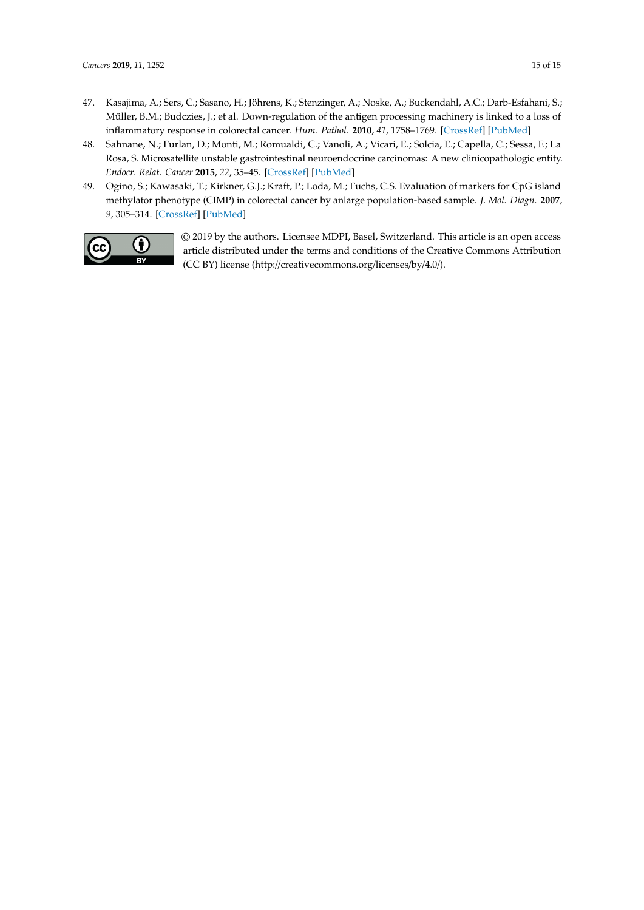47. Kasajima, A.; Sers, C.; Sasano, H.; Jöhrens, K.; Stenzinger, A.; Noske, A.; Buckendahl, A.C.; Darb-Esfahani, S.; Müller, B.M.; Budczies, J.; et al. Down-regulation of the antigen processing machinery is linked to a loss of inflammatory response in colorectal cancer. *Hum. Pathol.* **2010**, *41*, 1758–1769. [CrossRef] [PubMed]
48. Sahnane, N.; Furlan, D.; Monti, M.; Romualdi, C.; Vanoli, A.; Vicari, E.; Solcia, E.; Capella, C.; Sessa, F.; La Rosa, S. Microsatellite unstable gastrointestinal neuroendocrine carcinomas: A new clinicopathologic entity. *Endocr. Relat. Cancer* **2015**, *22*, 35–45. [CrossRef] [PubMed]
49. Ogino, S.; Kawasaki, T.; Kirkner, G.J.; Kraft, P.; Loda, M.; Fuchs, C.S. Evaluation of markers for CpG island methylator phenotype (CIMP) in colorectal cancer by anlarge population-based sample. *J. Mol. Diagn.* **2007**, *9*, 305–314. [CrossRef] [PubMed]

© 2019 by the authors. Licensee MDPI, Basel, Switzerland. This article is an open access article distributed under the terms and conditions of the Creative Commons Attribution (CC BY) license (http://creativecommons.org/licenses/by/4.0/).